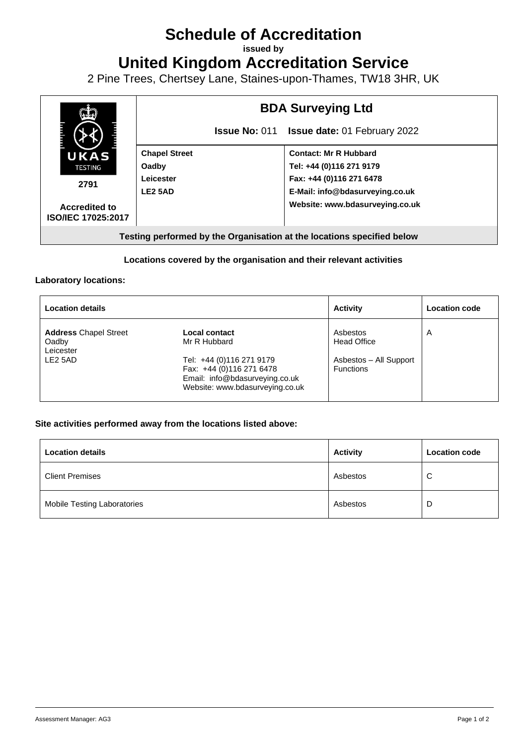# Schedule of Accreditation

**issued by**

# United Kingdom Accreditation Service

2 Pine Trees, Chertsey Lane, Staines-upon-Thames, TW18 3HR, UK

| UKAS TESTING 2791 Accredited to ISO/IEC 17025:2017 | **BDA Surveying Ltd** | |
|---|---|---|
| | **Issue No:** 011 | **Issue date:** 01 February 2022 |
| | **Chapel Street**<br>**Oadby**<br>**Leicester**<br>**LE2 5AD** | **Contact: Mr R Hubbard**<br>**Tel: +44 (0)116 271 9179**<br>**Fax: +44 (0)116 271 6478**<br>**E-Mail: info@bdasurveying.co.uk**<br>**Website: www.bdasurveying.co.uk** |

**Testing performed by the Organisation at the locations specified below**

**Locations covered by the organisation and their relevant activities**

**Laboratory locations:**

| Location details | | Activity | Location code |
|---|---|---|---|
| **Address** Chapel Street<br>Oadby<br>Leicester<br>LE2 5AD | **Local contact**<br>Mr R Hubbard<br><br>Tel: +44 (0)116 271 9179<br>Fax: +44 (0)116 271 6478<br>Email: info@bdasurveying.co.uk<br>Website: www.bdasurveying.co.uk | Asbestos<br>Head Office<br><br>Asbestos – All Support Functions | A |

**Site activities performed away from the locations listed above:**

| Location details | Activity | Location code |
|---|---|---|
| Client Premises | Asbestos | C |
| Mobile Testing Laboratories | Asbestos | D |

Assessment Manager: AG3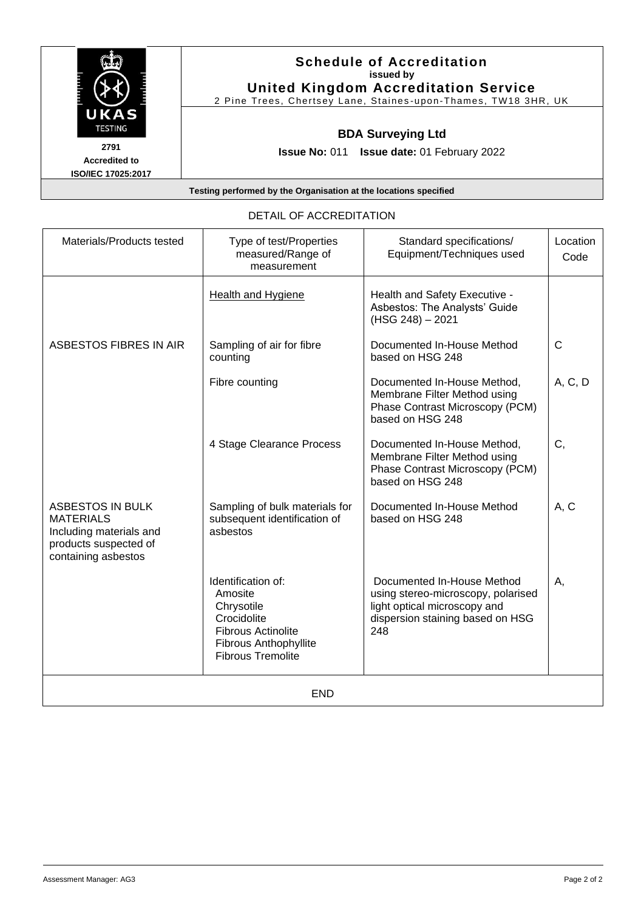**Schedule of Accreditation**
**issued by**
**United Kingdom Accreditation Service**
2 Pine Trees, Chertsey Lane, Staines-upon-Thames, TW18 3HR, UK

**2791**
**Accredited to**
**ISO/IEC 17025:2017**

**BDA Surveying Ltd**

**Issue No:** 011 **Issue date:** 01 February 2022

**Testing performed by the Organisation at the locations specified**

DETAIL OF ACCREDITATION

| Materials/Products tested | Type of test/Properties measured/Range of measurement | Standard specifications/ Equipment/Techniques used | Location Code |
|---|---|---|---|
| | Health and Hygiene | Health and Safety Executive - Asbestos: The Analysts' Guide (HSG 248) – 2021 | |
| ASBESTOS FIBRES IN AIR | Sampling of air for fibre counting | Documented In-House Method based on HSG 248 | C |
| | Fibre counting | Documented In-House Method, Membrane Filter Method using Phase Contrast Microscopy (PCM) based on HSG 248 | A, C, D |
| | 4 Stage Clearance Process | Documented In-House Method, Membrane Filter Method using Phase Contrast Microscopy (PCM) based on HSG 248 | C, |
| ASBESTOS IN BULK MATERIALS Including materials and products suspected of containing asbestos | Sampling of bulk materials for subsequent identification of asbestos | Documented In-House Method based on HSG 248 | A, C |
| | Identification of: Amosite, Chrysotile, Crocidolite, Fibrous Actinolite, Fibrous Anthophyllite, Fibrous Tremolite | Documented In-House Method using stereo-microscopy, polarised light optical microscopy and dispersion staining based on HSG 248 | A, |

END

Assessment Manager: AG3